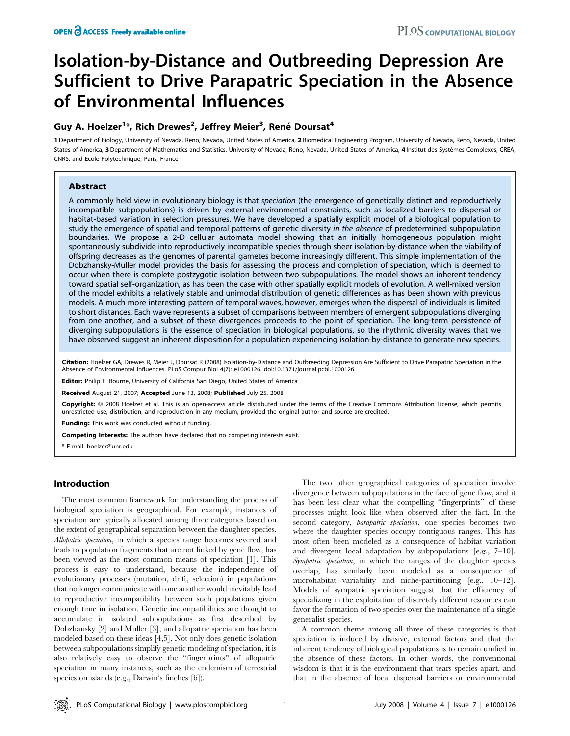# Isolation-by-Distance and Outbreeding Depression Are Sufficient to Drive Parapatric Speciation in the Absence of Environmental Influences

**Guy A. Hoelzer[1]\*, Rich Drewes[2], Jeffrey Meier[3], René Doursat[4]**

**1** Department of Biology, University of Nevada, Reno, Nevada, United States of America, **2** Biomedical Engineering Program, University of Nevada, Reno, Nevada, United States of America, **3** Department of Mathematics and Statistics, University of Nevada, Reno, Nevada, United States of America, **4** Institut des Systèmes Complexes, CREA, CNRS, and Ecole Polytechnique, Paris, France

## Abstract

A commonly held view in evolutionary biology is that *speciation* (the emergence of genetically distinct and reproductively incompatible subpopulations) is driven by external environmental constraints, such as localized barriers to dispersal or habitat-based variation in selection pressures. We have developed a spatially explicit model of a biological population to study the emergence of spatial and temporal patterns of genetic diversity *in the absence* of predetermined subpopulation boundaries. We propose a 2-D cellular automata model showing that an initially homogeneous population might spontaneously subdivide into reproductively incompatible species through sheer isolation-by-distance when the viability of offspring decreases as the genomes of parental gametes become increasingly different. This simple implementation of the Dobzhansky-Muller model provides the basis for assessing the process and completion of speciation, which is deemed to occur when there is complete postzygotic isolation between two subpopulations. The model shows an inherent tendency toward spatial self-organization, as has been the case with other spatially explicit models of evolution. A well-mixed version of the model exhibits a relatively stable and unimodal distribution of genetic differences as has been shown with previous models. A much more interesting pattern of temporal waves, however, emerges when the dispersal of individuals is limited to short distances. Each wave represents a subset of comparisons between members of emergent subpopulations diverging from one another, and a subset of these divergences proceeds to the point of speciation. The long-term persistence of diverging subpopulations is the essence of speciation in biological populations, so the rhythmic diversity waves that we have observed suggest an inherent disposition for a population experiencing isolation-by-distance to generate new species.

**Citation:** Hoelzer GA, Drewes R, Meier J, Doursat R (2008) Isolation-by-Distance and Outbreeding Depression Are Sufficient to Drive Parapatric Speciation in the Absence of Environmental Influences. PLoS Comput Biol 4(7): e1000126. doi:10.1371/journal.pcbi.1000126

**Editor:** Philip E. Bourne, University of California San Diego, United States of America

**Received** August 21, 2007; **Accepted** June 13, 2008; **Published** July 25, 2008

**Copyright:** © 2008 Hoelzer et al. This is an open-access article distributed under the terms of the Creative Commons Attribution License, which permits unrestricted use, distribution, and reproduction in any medium, provided the original author and source are credited.

**Funding:** This work was conducted without funding.

**Competing Interests:** The authors have declared that no competing interests exist.

\* E-mail: hoelzer@unr.edu

## Introduction

The most common framework for understanding the process of biological speciation is geographical. For example, instances of speciation are typically allocated among three categories based on the extent of geographical separation between the daughter species. *Allopatric speciation*, in which a species range becomes severed and leads to population fragments that are not linked by gene flow, has been viewed as the most common means of speciation [1]. This process is easy to understand, because the independence of evolutionary processes (mutation, drift, selection) in populations that no longer communicate with one another would inevitably lead to reproductive incompatibility between such populations given enough time in isolation. Genetic incompatibilities are thought to accumulate in isolated subpopulations as first described by Dobzhansky [2] and Muller [3], and allopatric speciation has been modeled based on these ideas [4,5]. Not only does genetic isolation between subpopulations simplify genetic modeling of speciation, it is also relatively easy to observe the "fingerprints" of allopatric speciation in many instances, such as the endemism of terrestrial species on islands (e.g., Darwin's finches [6]).

The two other geographical categories of speciation involve divergence between subpopulations in the face of gene flow, and it has been less clear what the compelling "fingerprints" of these processes might look like when observed after the fact. In the second category, *parapatric speciation*, one species becomes two where the daughter species occupy contiguous ranges. This has most often been modeled as a consequence of habitat variation and divergent local adaptation by subpopulations [e.g., 7–10]. *Sympatric speciation*, in which the ranges of the daughter species overlap, has similarly been modeled as a consequence of microhabitat variability and niche-partitioning [e.g., 10–12]. Models of sympatric speciation suggest that the efficiency of specializing in the exploitation of discretely different resources can favor the formation of two species over the maintenance of a single generalist species.

A common theme among all three of these categories is that speciation is induced by divisive, external factors and that the inherent tendency of biological populations is to remain unified in the absence of these factors. In other words, the conventional wisdom is that it is the environment that tears species apart, and that in the absence of local dispersal barriers or environmental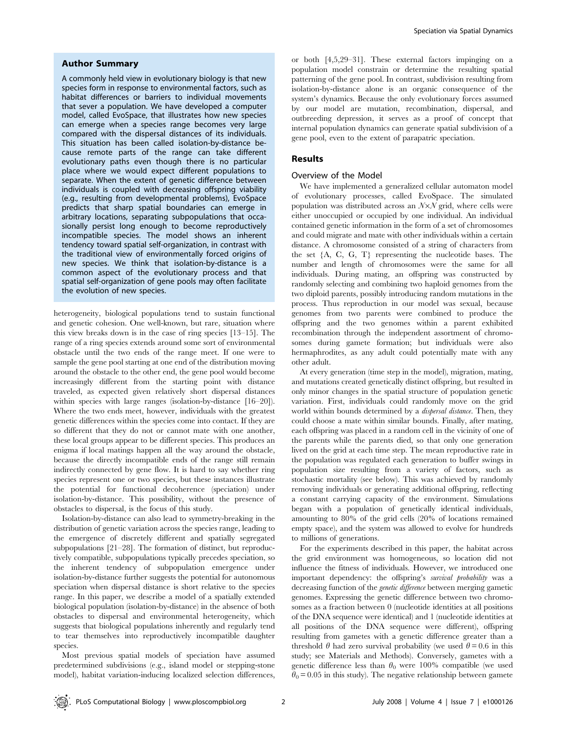## Author Summary

A commonly held view in evolutionary biology is that new species form in response to environmental factors, such as habitat differences or barriers to individual movements that sever a population. We have developed a computer model, called EvoSpace, that illustrates how new species can emerge when a species range becomes very large compared with the dispersal distances of its individuals. This situation has been called isolation-by-distance because remote parts of the range can take different evolutionary paths even though there is no particular place where we would expect different populations to separate. When the extent of genetic difference between individuals is coupled with decreasing offspring viability (e.g., resulting from developmental problems), EvoSpace predicts that sharp spatial boundaries can emerge in arbitrary locations, separating subpopulations that occasionally persist long enough to become reproductively incompatible species. The model shows an inherent tendency toward spatial self-organization, in contrast with the traditional view of environmentally forced origins of new species. We think that isolation-by-distance is a common aspect of the evolutionary process and that spatial self-organization of gene pools may often facilitate the evolution of new species.

heterogeneity, biological populations tend to sustain functional and genetic cohesion. One well-known, but rare, situation where this view breaks down is in the case of ring species [13–15]. The range of a ring species extends around some sort of environmental obstacle until the two ends of the range meet. If one were to sample the gene pool starting at one end of the distribution moving around the obstacle to the other end, the gene pool would become increasingly different from the starting point with distance traveled, as expected given relatively short dispersal distances within species with large ranges (isolation-by-distance [16–20]). Where the two ends meet, however, individuals with the greatest genetic differences within the species come into contact. If they are so different that they do not or cannot mate with one another, these local groups appear to be different species. This produces an enigma if local matings happen all the way around the obstacle, because the directly incompatible ends of the range still remain indirectly connected by gene flow. It is hard to say whether ring species represent one or two species, but these instances illustrate the potential for functional decoherence (speciation) under isolation-by-distance. This possibility, without the presence of obstacles to dispersal, is the focus of this study.

Isolation-by-distance can also lead to symmetry-breaking in the distribution of genetic variation across the species range, leading to the emergence of discretely different and spatially segregated subpopulations [21–28]. The formation of distinct, but reproductively compatible, subpopulations typically precedes speciation, so the inherent tendency of subpopulation emergence under isolation-by-distance further suggests the potential for autonomous speciation when dispersal distance is short relative to the species range. In this paper, we describe a model of a spatially extended biological population (isolation-by-distance) in the absence of both obstacles to dispersal and environmental heterogeneity, which suggests that biological populations inherently and regularly tend to tear themselves into reproductively incompatible daughter species.

Most previous spatial models of speciation have assumed predetermined subdivisions (e.g., island model or stepping-stone model), habitat variation-inducing localized selection differences, or both [4,5,29–31]. These external factors impinging on a population model constrain or determine the resulting spatial patterning of the gene pool. In contrast, subdivision resulting from isolation-by-distance alone is an organic consequence of the system's dynamics. Because the only evolutionary forces assumed by our model are mutation, recombination, dispersal, and outbreeding depression, it serves as a proof of concept that internal population dynamics can generate spatial subdivision of a gene pool, even to the extent of parapatric speciation.

## Results

### Overview of the Model

We have implemented a generalized cellular automaton model of evolutionary processes, called EvoSpace. The simulated population was distributed across an $N \times N$ grid, where cells were either unoccupied or occupied by one individual. An individual contained genetic information in the form of a set of chromosomes and could migrate and mate with other individuals within a certain distance. A chromosome consisted of a string of characters from the set {A, C, G, T} representing the nucleotide bases. The number and length of chromosomes were the same for all individuals. During mating, an offspring was constructed by randomly selecting and combining two haploid genomes from the two diploid parents, possibly introducing random mutations in the process. Thus reproduction in our model was sexual, because genomes from two parents were combined to produce the offspring and the two genomes within a parent exhibited recombination through the independent assortment of chromosomes during gamete formation; but individuals were also hermaphrodites, as any adult could potentially mate with any other adult.

At every generation (time step in the model), migration, mating, and mutations created genetically distinct offspring, but resulted in only minor changes in the spatial structure of population genetic variation. First, individuals could randomly move on the grid world within bounds determined by a *dispersal distance*. Then, they could choose a mate within similar bounds. Finally, after mating, each offspring was placed in a random cell in the vicinity of one of the parents while the parents died, so that only one generation lived on the grid at each time step. The mean reproductive rate in the population was regulated each generation to buffer swings in population size resulting from a variety of factors, such as stochastic mortality (see below). This was achieved by randomly removing individuals or generating additional offspring, reflecting a constant carrying capacity of the environment. Simulations began with a population of genetically identical individuals, amounting to 80% of the grid cells (20% of locations remained empty space), and the system was allowed to evolve for hundreds to millions of generations.

For the experiments described in this paper, the habitat across the grid environment was homogeneous, so location did not influence the fitness of individuals. However, we introduced one important dependency: the offspring's *survival probability* was a decreasing function of the *genetic difference* between merging gametic genomes. Expressing the genetic difference between two chromosomes as a fraction between 0 (nucleotide identities at all positions of the DNA sequence were identical) and 1 (nucleotide identities at all positions of the DNA sequence were different), offspring resulting from gametes with a genetic difference greater than a threshold $\theta$ had zero survival probability (we used $\theta = 0.6$ in this study; see Materials and Methods). Conversely, gametes with a genetic difference less than $\theta_0$ were 100% compatible (we used $\theta_0 = 0.05$ in this study). The negative relationship between gamete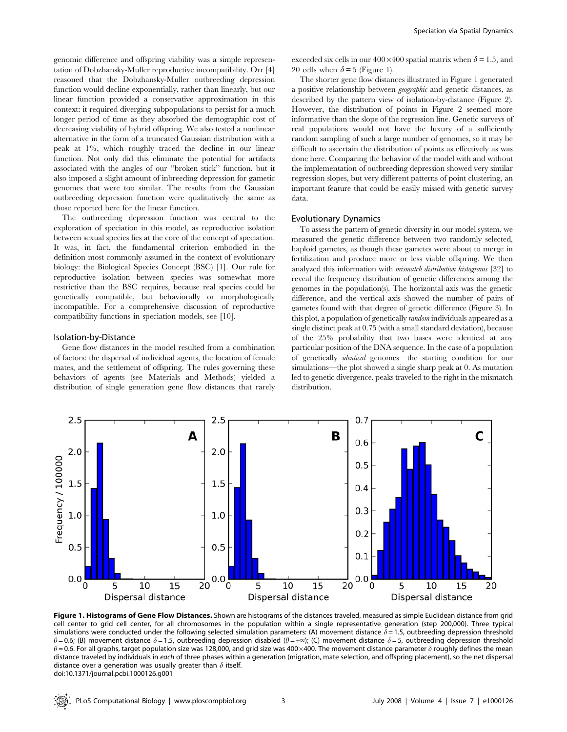genomic difference and offspring viability was a simple representation of Dobzhansky-Muller reproductive incompatibility. Orr [4] reasoned that the Dobzhansky-Muller outbreeding depression function would decline exponentially, rather than linearly, but our linear function provided a conservative approximation in this context: it required diverging subpopulations to persist for a much longer period of time as they absorbed the demographic cost of decreasing viability of hybrid offspring. We also tested a nonlinear alternative in the form of a truncated Gaussian distribution with a peak at 1%, which roughly traced the decline in our linear function. Not only did this eliminate the potential for artifacts associated with the angles of our "broken stick" function, but it also imposed a slight amount of inbreeding depression for gametic genomes that were too similar. The results from the Gaussian outbreeding depression function were qualitatively the same as those reported here for the linear function.

The outbreeding depression function was central to the exploration of speciation in this model, as reproductive isolation between sexual species lies at the core of the concept of speciation. It was, in fact, the fundamental criterion embodied in the definition most commonly assumed in the context of evolutionary biology: the Biological Species Concept (BSC) [1]. Our rule for reproductive isolation between species was somewhat more restrictive than the BSC requires, because real species could be genetically compatible, but behaviorally or morphologically incompatible. For a comprehensive discussion of reproductive compatibility functions in speciation models, see [10].

### Isolation-by-Distance

Gene flow distances in the model resulted from a combination of factors: the dispersal of individual agents, the location of female mates, and the settlement of offspring. The rules governing these behaviors of agents (see Materials and Methods) yielded a distribution of single generation gene flow distances that rarely exceeded six cells in our $400 \times 400$ spatial matrix when $\delta = 1.5$, and 20 cells when $\delta = 5$ (Figure 1).

The shorter gene flow distances illustrated in Figure 1 generated a positive relationship between *geographic* and genetic distances, as described by the pattern view of isolation-by-distance (Figure 2). However, the distribution of points in Figure 2 seemed more informative than the slope of the regression line. Genetic surveys of real populations would not have the luxury of a sufficiently random sampling of such a large number of genomes, so it may be difficult to ascertain the distribution of points as effectively as was done here. Comparing the behavior of the model with and without the implementation of outbreeding depression showed very similar regression slopes, but very different patterns of point clustering, an important feature that could be easily missed with genetic survey data.

### Evolutionary Dynamics

To assess the pattern of genetic diversity in our model system, we measured the genetic difference between two randomly selected, haploid gametes, as though these gametes were about to merge in fertilization and produce more or less viable offspring. We then analyzed this information with *mismatch distribution histograms* [32] to reveal the frequency distribution of genetic differences among the genomes in the population(s). The horizontal axis was the genetic difference, and the vertical axis showed the number of pairs of gametes found with that degree of genetic difference (Figure 3). In this plot, a population of genetically *random* individuals appeared as a single distinct peak at 0.75 (with a small standard deviation), because of the 25% probability that two bases were identical at any particular position of the DNA sequence. In the case of a population of genetically *identical* genomes—the starting condition for our simulations—the plot showed a single sharp peak at 0. As mutation led to genetic divergence, peaks traveled to the right in the mismatch distribution.

**Figure 1. Histograms of Gene Flow Distances.** Shown are histograms of the distances traveled, measured as simple Euclidean distance from grid cell center to grid cell center, for all chromosomes in the population within a single representative generation (step 200,000). Three typical simulations were conducted under the following selected simulation parameters: (A) movement distance $\delta = 1.5$, outbreeding depression threshold $\theta = 0.6$; (B) movement distance $\delta = 1.5$, outbreeding depression disabled ($\theta = +\infty$); (C) movement distance $\delta = 5$, outbreeding depression threshold $\theta = 0.6$. For all graphs, target population size was 128,000, and grid size was $400 \times 400$. The movement distance parameter $\delta$ roughly defines the mean distance traveled by individuals in *each* of three phases within a generation (migration, mate selection, and offspring placement), so the net dispersal distance over a generation was usually greater than $\delta$ itself.
doi:10.1371/journal.pcbi.1000126.g001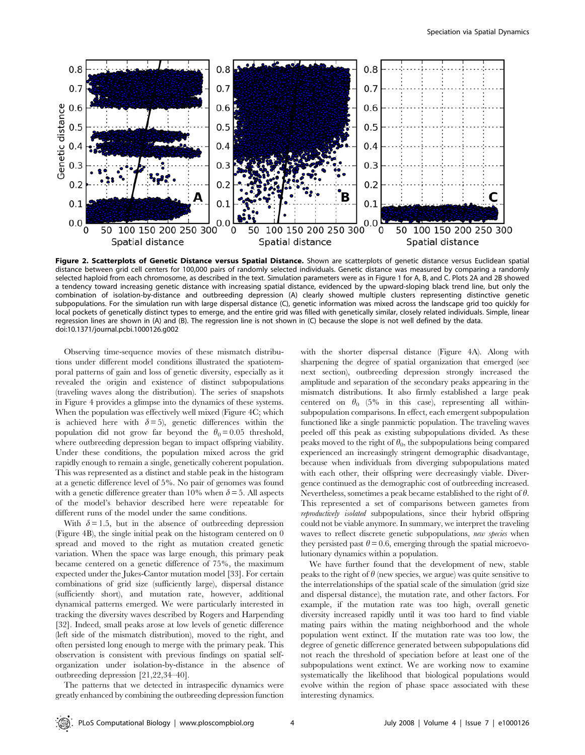**Figure 2. Scatterplots of Genetic Distance versus Spatial Distance.** Shown are scatterplots of genetic distance versus Euclidean spatial distance between grid cell centers for 100,000 pairs of randomly selected individuals. Genetic distance was measured by comparing a randomly selected haploid from each chromosome, as described in the text. Simulation parameters were as in Figure 1 for A, B, and C. Plots 2A and 2B showed a tendency toward increasing genetic distance with increasing spatial distance, evidenced by the upward-sloping black trend line, but only the combination of isolation-by-distance and outbreeding depression (A) clearly showed multiple clusters representing distinctive genetic subpopulations. For the simulation run with large dispersal distance (C), genetic information was mixed across the landscape grid too quickly for local pockets of genetically distinct types to emerge, and the entire grid was filled with genetically similar, closely related individuals. Simple, linear regression lines are shown in (A) and (B). The regression line is not shown in (C) because the slope is not well defined by the data.
doi:10.1371/journal.pcbi.1000126.g002

Observing time-sequence movies of these mismatch distributions under different model conditions illustrated the spatiotemporal patterns of gain and loss of genetic diversity, especially as it revealed the origin and existence of distinct subpopulations (traveling waves along the distribution). The series of snapshots in Figure 4 provides a glimpse into the dynamics of these systems. When the population was effectively well mixed (Figure 4C; which is achieved here with $\delta = 5$), genetic differences within the population did not grow far beyond the $\theta_0 = 0.05$ threshold, where outbreeding depression began to impact offspring viability. Under these conditions, the population mixed across the grid rapidly enough to remain a single, genetically coherent population. This was represented as a distinct and stable peak in the histogram at a genetic difference level of 5%. No pair of genomes was found with a genetic difference greater than 10% when $\delta = 5$. All aspects of the model's behavior described here were repeatable for different runs of the model under the same conditions.

With $\delta = 1.5$, but in the absence of outbreeding depression (Figure 4B), the single initial peak on the histogram centered on 0 spread and moved to the right as mutation created genetic variation. When the space was large enough, this primary peak became centered on a genetic difference of 75%, the maximum expected under the Jukes-Cantor mutation model [33]. For certain combinations of grid size (sufficiently large), dispersal distance (sufficiently short), and mutation rate, however, additional dynamical patterns emerged. We were particularly interested in tracking the diversity waves described by Rogers and Harpending [32]. Indeed, small peaks arose at low levels of genetic difference (left side of the mismatch distribution), moved to the right, and often persisted long enough to merge with the primary peak. This observation is consistent with previous findings on spatial self-organization under isolation-by-distance in the absence of outbreeding depression [21,22,34–40].

The patterns that we detected in intraspecific dynamics were greatly enhanced by combining the outbreeding depression function with the shorter dispersal distance (Figure 4A). Along with sharpening the degree of spatial organization that emerged (see next section), outbreeding depression strongly increased the amplitude and separation of the secondary peaks appearing in the mismatch distributions. It also firmly established a large peak centered on $\theta_0$ (5% in this case), representing all within-subpopulation comparisons. In effect, each emergent subpopulation functioned like a single panmictic population. The traveling waves peeled off this peak as existing subpopulations divided. As these peaks moved to the right of $\theta_0$, the subpopulations being compared experienced an increasingly stringent demographic disadvantage, because when individuals from diverging subpopulations mated with each other, their offspring were decreasingly viable. Divergence continued as the demographic cost of outbreeding increased. Nevertheless, sometimes a peak became established to the right of $\theta$. This represented a set of comparisons between gametes from *reproductively isolated* subpopulations, since their hybrid offspring could not be viable anymore. In summary, we interpret the traveling waves to reflect discrete genetic subpopulations, *new species* when they persisted past $\theta = 0.6$, emerging through the spatial microevolutionary dynamics within a population.

We have further found that the development of new, stable peaks to the right of $\theta$ (new species, we argue) was quite sensitive to the interrelationships of the spatial scale of the simulation (grid size and dispersal distance), the mutation rate, and other factors. For example, if the mutation rate was too high, overall genetic diversity increased rapidly until it was too hard to find viable mating pairs within the mating neighborhood and the whole population went extinct. If the mutation rate was too low, the degree of genetic difference generated between subpopulations did not reach the threshold of speciation before at least one of the subpopulations went extinct. We are working now to examine systematically the likelihood that biological populations would evolve within the region of phase space associated with these interesting dynamics.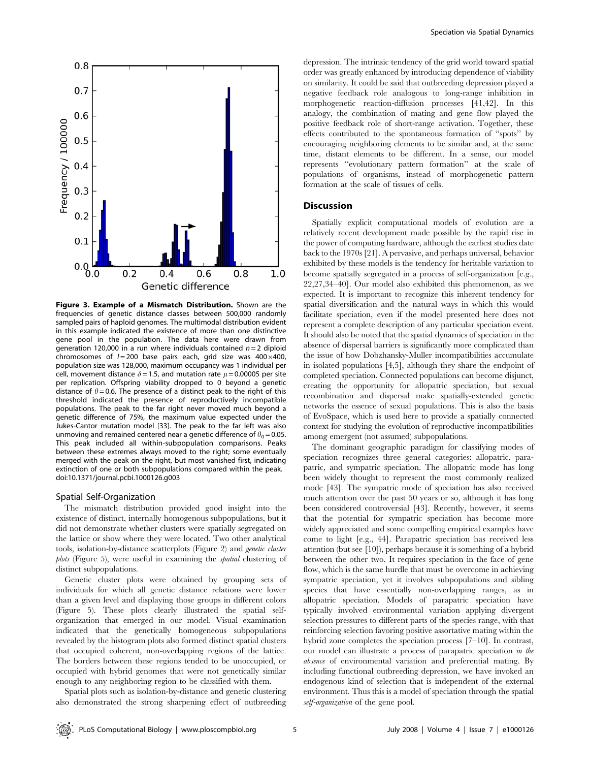0.8
0.7
0.6
0.5
0.4
0.3
0.2
0.1
0.0
Frequency / 100000
0.0
0.2
0.4
0.6
0.8
1.0
Genetic difference

**Figure 3. Example of a Mismatch Distribution.** Shown are the frequencies of genetic distance classes between 500,000 randomly sampled pairs of haploid genomes. The multimodal distribution evident in this example indicated the existence of more than one distinctive gene pool in the population. The data here were drawn from generation 120,000 in a run where individuals contained $n = 2$ diploid chromosomes of $l = 200$ base pairs each, grid size was $400 \times 400$, population size was 128,000, maximum occupancy was 1 individual per cell, movement distance $\delta = 1.5$, and mutation rate $\mu = 0.00005$ per site per replication. Offspring viability dropped to 0 beyond a genetic distance of $\theta = 0.6$. The presence of a distinct peak to the right of this threshold indicated the presence of reproductively incompatible populations. The peak to the far right never moved much beyond a genetic difference of 75%, the maximum value expected under the Jukes-Cantor mutation model [33]. The peak to the far left was also unmoving and remained centered near a genetic difference of $\theta_0 = 0.05$. This peak included all within-subpopulation comparisons. Peaks between these extremes always moved to the right; some eventually merged with the peak on the right, but most vanished first, indicating extinction of one or both subpopulations compared within the peak.
doi:10.1371/journal.pcbi.1000126.g003

### Spatial Self-Organization

The mismatch distribution provided good insight into the existence of distinct, internally homogenous subpopulations, but it did not demonstrate whether clusters were spatially segregated on the lattice or show where they were located. Two other analytical tools, isolation-by-distance scatterplots (Figure 2) and *genetic cluster plots* (Figure 5), were useful in examining the *spatial* clustering of distinct subpopulations.

Genetic cluster plots were obtained by grouping sets of individuals for which all genetic distance relations were lower than a given level and displaying those groups in different colors (Figure 5). These plots clearly illustrated the spatial self-organization that emerged in our model. Visual examination indicated that the genetically homogeneous subpopulations revealed by the histogram plots also formed distinct spatial clusters that occupied coherent, non-overlapping regions of the lattice. The borders between these regions tended to be unoccupied, or occupied with hybrid genomes that were not genetically similar enough to any neighboring region to be classified with them.

Spatial plots such as isolation-by-distance and genetic clustering also demonstrated the strong sharpening effect of outbreeding depression. The intrinsic tendency of the grid world toward spatial order was greatly enhanced by introducing dependence of viability on similarity. It could be said that outbreeding depression played a negative feedback role analogous to long-range inhibition in morphogenetic reaction-diffusion processes [41,42]. In this analogy, the combination of mating and gene flow played the positive feedback role of short-range activation. Together, these effects contributed to the spontaneous formation of "spots" by encouraging neighboring elements to be similar and, at the same time, distant elements to be different. In a sense, our model represents "evolutionary pattern formation" at the scale of populations of organisms, instead of morphogenetic pattern formation at the scale of tissues of cells.

## Discussion

Spatially explicit computational models of evolution are a relatively recent development made possible by the rapid rise in the power of computing hardware, although the earliest studies date back to the 1970s [21]. A pervasive, and perhaps universal, behavior exhibited by these models is the tendency for heritable variation to become spatially segregated in a process of self-organization [e.g., 22,27,34–40]. Our model also exhibited this phenomenon, as we expected. It is important to recognize this inherent tendency for spatial diversification and the natural ways in which this would facilitate speciation, even if the model presented here does not represent a complete description of any particular speciation event. It should also be noted that the spatial dynamics of speciation in the absence of dispersal barriers is significantly more complicated than the issue of how Dobzhansky-Muller incompatibilities accumulate in isolated populations [4,5], although they share the endpoint of completed speciation. Connected populations can become disjunct, creating the opportunity for allopatric speciation, but sexual recombination and dispersal make spatially-extended genetic networks the essence of sexual populations. This is also the basis of EvoSpace, which is used here to provide a spatially connected context for studying the evolution of reproductive incompatibilities among emergent (not assumed) subpopulations.

The dominant geographic paradigm for classifying modes of speciation recognizes three general categories: allopatric, parapatric, and sympatric speciation. The allopatric mode has long been widely thought to represent the most commonly realized mode [43]. The sympatric mode of speciation has also received much attention over the past 50 years or so, although it has long been considered controversial [43]. Recently, however, it seems that the potential for sympatric speciation has become more widely appreciated and some compelling empirical examples have come to light [e.g., 44]. Parapatric speciation has received less attention (but see [10]), perhaps because it is something of a hybrid between the other two. It requires speciation in the face of gene flow, which is the same hurdle that must be overcome in achieving sympatric speciation, yet it involves subpopulations and sibling species that have essentially non-overlapping ranges, as in allopatric speciation. Models of parapatric speciation have typically involved environmental variation applying divergent selection pressures to different parts of the species range, with that reinforcing selection favoring positive assortative mating within the hybrid zone completes the speciation process [7–10]. In contrast, our model can illustrate a process of parapatric speciation *in the absence* of environmental variation and preferential mating. By including functional outbreeding depression, we have invoked an endogenous kind of selection that is independent of the external environment. Thus this is a model of speciation through the spatial *self-organization* of the gene pool.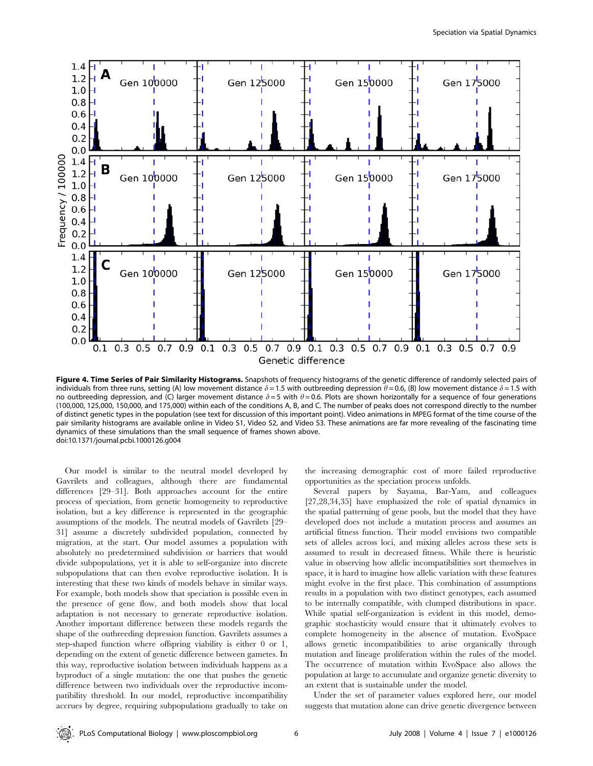A
B
C
Gen 100000
Gen 125000
Gen 150000
Gen 175000
1.4
1.2
1.0
0.8
0.6
0.4
0.2
0.0
Frequency / 100000
0.1 0.3 0.5 0.7 0.9
Genetic difference

**Figure 4. Time Series of Pair Similarity Histograms.** Snapshots of frequency histograms of the genetic difference of randomly selected pairs of individuals from three runs, setting (A) low movement distance $\delta = 1.5$ with outbreeding depression $\theta = 0.6$, (B) low movement distance $\delta = 1.5$ with no outbreeding depression, and (C) larger movement distance $\delta = 5$ with $\theta = 0.6$. Plots are shown horizontally for a sequence of four generations (100,000, 125,000, 150,000, and 175,000) within each of the conditions A, B, and C. The number of peaks does not correspond directly to the number of distinct genetic types in the population (see text for discussion of this important point). Video animations in MPEG format of the time course of the pair similarity histograms are available online in Video S1, Video S2, and Video S3. These animations are far more revealing of the fascinating time dynamics of these simulations than the small sequence of frames shown above.
doi:10.1371/journal.pcbi.1000126.g004

Our model is similar to the neutral model developed by Gavrilets and colleagues, although there are fundamental differences [29–31]. Both approaches account for the entire process of speciation, from genetic homogeneity to reproductive isolation, but a key difference is represented in the geographic assumptions of the models. The neutral models of Gavrilets [29–31] assume a discretely subdivided population, connected by migration, at the start. Our model assumes a population with absolutely no predetermined subdivision or barriers that would divide subpopulations, yet it is able to self-organize into discrete subpopulations that can then evolve reproductive isolation. It is interesting that these two kinds of models behave in similar ways. For example, both models show that speciation is possible even in the presence of gene flow, and both models show that local adaptation is not necessary to generate reproductive isolation. Another important difference between these models regards the shape of the outbreeding depression function. Gavrilets assumes a step-shaped function where offspring viability is either 0 or 1, depending on the extent of genetic difference between gametes. In this way, reproductive isolation between individuals happens as a byproduct of a single mutation: the one that pushes the genetic difference between two individuals over the reproductive incompatibility threshold. In our model, reproductive incompatibility accrues by degree, requiring subpopulations gradually to take on the increasing demographic cost of more failed reproductive opportunities as the speciation process unfolds.

Several papers by Sayama, Bar-Yam, and colleagues [27,28,34,35] have emphasized the role of spatial dynamics in the spatial patterning of gene pools, but the model that they have developed does not include a mutation process and assumes an artificial fitness function. Their model envisions two compatible sets of alleles across loci, and mixing alleles across these sets is assumed to result in decreased fitness. While there is heuristic value in observing how allelic incompatibilities sort themselves in space, it is hard to imagine how allelic variation with these features might evolve in the first place. This combination of assumptions results in a population with two distinct genotypes, each assumed to be internally compatible, with clumped distributions in space. While spatial self-organization is evident in this model, demographic stochasticity would ensure that it ultimately evolves to complete homogeneity in the absence of mutation. EvoSpace allows genetic incompatibilities to arise organically through mutation and lineage proliferation within the rules of the model. The occurrence of mutation within EvoSpace also allows the population at large to accumulate and organize genetic diversity to an extent that is sustainable under the model.

Under the set of parameter values explored here, our model suggests that mutation alone can drive genetic divergence between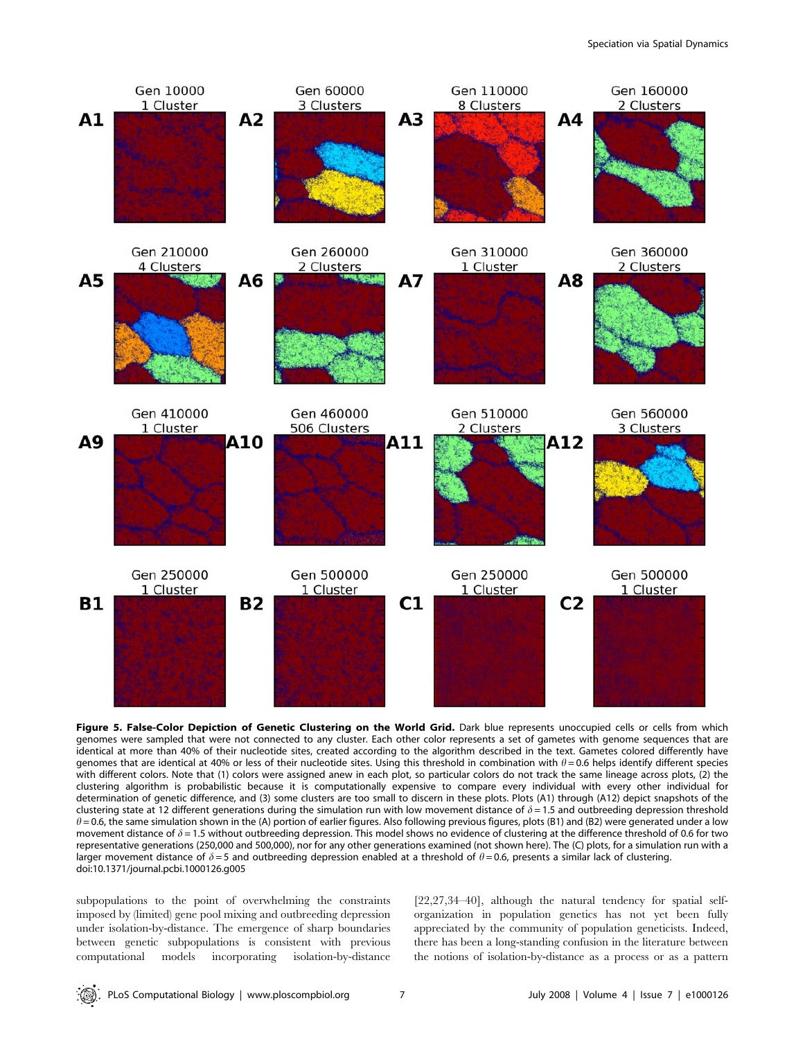**Figure 5. False-Color Depiction of Genetic Clustering on the World Grid.** Dark blue represents unoccupied cells or cells from which genomes were sampled that were not connected to any cluster. Each other color represents a set of gametes with genome sequences that are identical at more than 40% of their nucleotide sites, created according to the algorithm described in the text. Gametes colored differently have genomes that are identical at 40% or less of their nucleotide sites. Using this threshold in combination with $\theta = 0.6$ helps identify different species with different colors. Note that (1) colors were assigned anew in each plot, so particular colors do not track the same lineage across plots, (2) the clustering algorithm is probabilistic because it is computationally expensive to compare every individual with every other individual for determination of genetic difference, and (3) some clusters are too small to discern in these plots. Plots (A1) through (A12) depict snapshots of the clustering state at 12 different generations during the simulation run with low movement distance of $\delta = 1.5$ and outbreeding depression threshold $\theta = 0.6$, the same simulation shown in the (A) portion of earlier figures. Also following previous figures, plots (B1) and (B2) were generated under a low movement distance of $\delta = 1.5$ without outbreeding depression. This model shows no evidence of clustering at the difference threshold of 0.6 for two representative generations (250,000 and 500,000), nor for any other generations examined (not shown here). The (C) plots, for a simulation run with a larger movement distance of $\delta = 5$ and outbreeding depression enabled at a threshold of $\theta = 0.6$, presents a similar lack of clustering.
doi:10.1371/journal.pcbi.1000126.g005

subpopulations to the point of overwhelming the constraints imposed by (limited) gene pool mixing and outbreeding depression under isolation-by-distance. The emergence of sharp boundaries between genetic subpopulations is consistent with previous computational models incorporating isolation-by-distance [22,27,34–40], although the natural tendency for spatial self-organization in population genetics has not yet been fully appreciated by the community of population geneticists. Indeed, there has been a long-standing confusion in the literature between the notions of isolation-by-distance as a process or as a pattern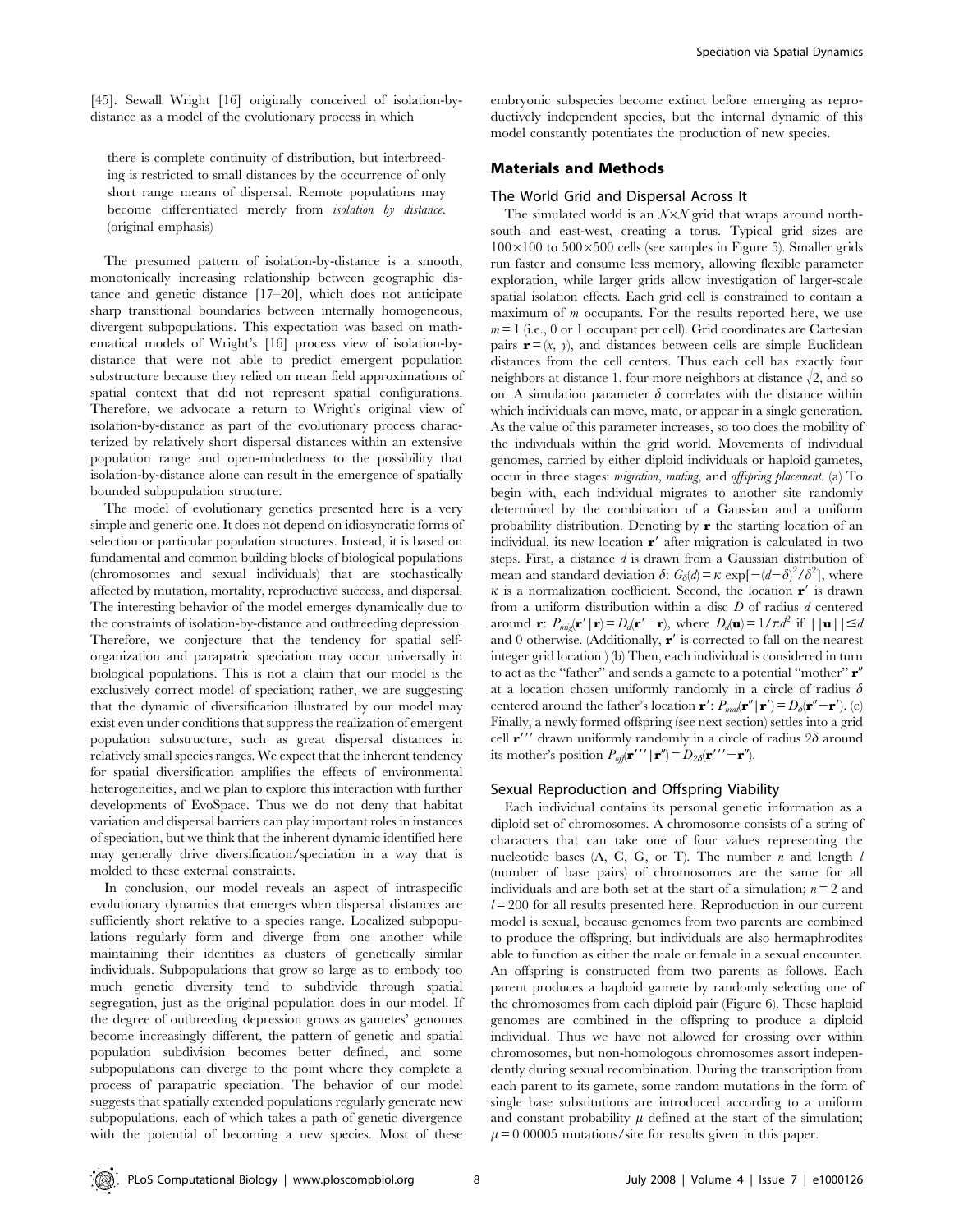[45]. Sewall Wright [16] originally conceived of isolation-by-distance as a model of the evolutionary process in which

> there is complete continuity of distribution, but interbreeding is restricted to small distances by the occurrence of only short range means of dispersal. Remote populations may become differentiated merely from *isolation by distance*. (original emphasis)

The presumed pattern of isolation-by-distance is a smooth, monotonically increasing relationship between geographic distance and genetic distance [17–20], which does not anticipate sharp transitional boundaries between internally homogeneous, divergent subpopulations. This expectation was based on mathematical models of Wright's [16] process view of isolation-by-distance that were not able to predict emergent population substructure because they relied on mean field approximations of spatial context that did not represent spatial configurations. Therefore, we advocate a return to Wright's original view of isolation-by-distance as part of the evolutionary process characterized by relatively short dispersal distances within an extensive population range and open-mindedness to the possibility that isolation-by-distance alone can result in the emergence of spatially bounded subpopulation structure.

The model of evolutionary genetics presented here is a very simple and generic one. It does not depend on idiosyncratic forms of selection or particular population structures. Instead, it is based on fundamental and common building blocks of biological populations (chromosomes and sexual individuals) that are stochastically affected by mutation, mortality, reproductive success, and dispersal. The interesting behavior of the model emerges dynamically due to the constraints of isolation-by-distance and outbreeding depression. Therefore, we conjecture that the tendency for spatial self-organization and parapatric speciation may occur universally in biological populations. This is not a claim that our model is the exclusively correct model of speciation; rather, we are suggesting that the dynamic of diversification illustrated by our model may exist even under conditions that suppress the realization of emergent population substructure, such as great dispersal distances in relatively small species ranges. We expect that the inherent tendency for spatial diversification amplifies the effects of environmental heterogeneities, and we plan to explore this interaction with further developments of EvoSpace. Thus we do not deny that habitat variation and dispersal barriers can play important roles in instances of speciation, but we think that the inherent dynamic identified here may generally drive diversification/speciation in a way that is molded to these external constraints.

In conclusion, our model reveals an aspect of intraspecific evolutionary dynamics that emerges when dispersal distances are sufficiently short relative to a species range. Localized subpopulations regularly form and diverge from one another while maintaining their identities as clusters of genetically similar individuals. Subpopulations that grow so large as to embody too much genetic diversity tend to subdivide through spatial segregation, just as the original population does in our model. If the degree of outbreeding depression grows as gametes' genomes become increasingly different, the pattern of genetic and spatial population subdivision becomes better defined, and some subpopulations can diverge to the point where they complete a process of parapatric speciation. The behavior of our model suggests that spatially extended populations regularly generate new subpopulations, each of which takes a path of genetic divergence with the potential of becoming a new species. Most of these embryonic subspecies become extinct before emerging as reproductively independent species, but the internal dynamic of this model constantly potentiates the production of new species.

## Materials and Methods

### The World Grid and Dispersal Across It

The simulated world is an $N \times N$ grid that wraps around north-south and east-west, creating a torus. Typical grid sizes are $100\times100$ to $500\times500$ cells (see samples in Figure 5). Smaller grids run faster and consume less memory, allowing flexible parameter exploration, while larger grids allow investigation of larger-scale spatial isolation effects. Each grid cell is constrained to contain a maximum of $m$ occupants. For the results reported here, we use $m=1$ (i.e., 0 or 1 occupant per cell). Grid coordinates are Cartesian pairs $\mathbf{r}=(x, y)$, and distances between cells are simple Euclidean distances from the cell centers. Thus each cell has exactly four neighbors at distance 1, four more neighbors at distance $\sqrt{2}$, and so on. A simulation parameter $\delta$ correlates with the distance within which individuals can move, mate, or appear in a single generation. As the value of this parameter increases, so too does the mobility of the individuals within the grid world. Movements of individual genomes, carried by either diploid individuals or haploid gametes, occur in three stages: *migration*, *mating*, and *offspring placement*. (a) To begin with, each individual migrates to another site randomly determined by the combination of a Gaussian and a uniform probability distribution. Denoting by $\mathbf{r}$ the starting location of an individual, its new location $\mathbf{r}'$ after migration is calculated in two steps. First, a distance $d$ is drawn from a Gaussian distribution of mean and standard deviation $\delta$: $G_\delta(d)=\kappa\,\exp[-(d-\delta)^2/\delta^2]$, where $\kappa$ is a normalization coefficient. Second, the location $\mathbf{r}'$ is drawn from a uniform distribution within a disc $D$ of radius $d$ centered around $\mathbf{r}$: $P_{mig}(\mathbf{r}'\,|\,\mathbf{r})=D_d(\mathbf{r}'-\mathbf{r})$, where $D_d(\mathbf{u})=1/\pi d^2$ if $||\mathbf{u}||\leq d$ and 0 otherwise. (Additionally, $\mathbf{r}'$ is corrected to fall on the nearest integer grid location.) (b) Then, each individual is considered in turn to act as the "father" and sends a gamete to a potential "mother" $\mathbf{r}''$ at a location chosen uniformly randomly in a circle of radius $\delta$ centered around the father's location $\mathbf{r}'$: $P_{mat}(\mathbf{r}''\,|\,\mathbf{r}')=D_\delta(\mathbf{r}''-\mathbf{r}')$. (c) Finally, a newly formed offspring (see next section) settles into a grid cell $\mathbf{r}'''$ drawn uniformly randomly in a circle of radius $2\delta$ around its mother's position $P_{off}(\mathbf{r}'''\,|\,\mathbf{r}'')=D_{2\delta}(\mathbf{r}'''-\mathbf{r}'')$.

### Sexual Reproduction and Offspring Viability

Each individual contains its personal genetic information as a diploid set of chromosomes. A chromosome consists of a string of characters that can take one of four values representing the nucleotide bases (A, C, G, or T). The number $n$ and length $l$ (number of base pairs) of chromosomes are the same for all individuals and are both set at the start of a simulation; $n=2$ and $l=200$ for all results presented here. Reproduction in our current model is sexual, because genomes from two parents are combined to produce the offspring, but individuals are also hermaphrodites able to function as either the male or female in a sexual encounter. An offspring is constructed from two parents as follows. Each parent produces a haploid gamete by randomly selecting one of the chromosomes from each diploid pair (Figure 6). These haploid genomes are combined in the offspring to produce a diploid individual. Thus we have not allowed for crossing over within chromosomes, but non-homologous chromosomes assort independently during sexual recombination. During the transcription from each parent to its gamete, some random mutations in the form of single base substitutions are introduced according to a uniform and constant probability $\mu$ defined at the start of the simulation; $\mu=0.00005$ mutations/site for results given in this paper.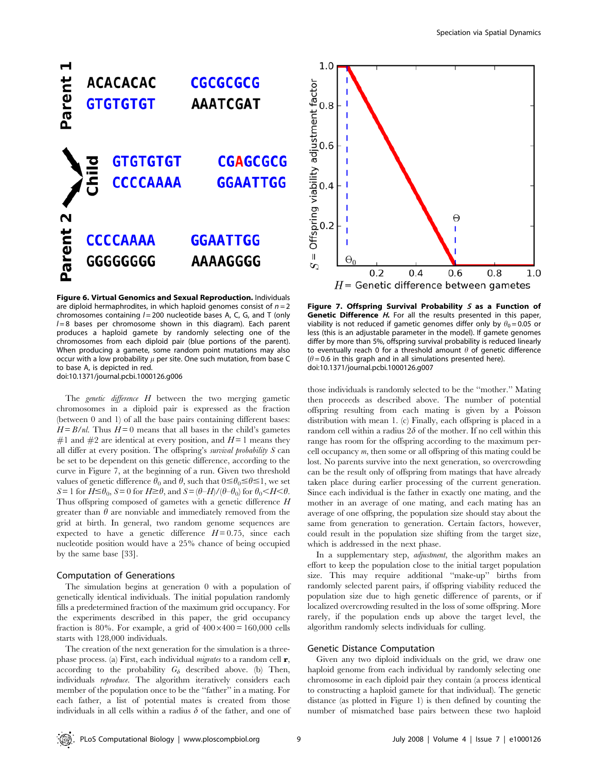**Figure 6. Virtual Genomics and Sexual Reproduction.** Individuals are diploid hermaphrodites, in which haploid genomes consist of $n = 2$ chromosomes containing $l = 200$ nucleotide bases A, C, G, and T (only $l = 8$ bases per chromosome shown in this diagram). Each parent produces a haploid gamete by randomly selecting one of the chromosomes from each diploid pair (blue portions of the parent). When producing a gamete, some random point mutations may also occur with a low probability $\mu$ per site. One such mutation, from base C to base A, is depicted in red.
doi:10.1371/journal.pcbi.1000126.g006

**Figure 7. Offspring Survival Probability $S$ as a Function of Genetic Difference $H$.** For all the results presented in this paper, viability is not reduced if gametic genomes differ only by $\theta_0 = 0.05$ or less (this is an adjustable parameter in the model). If gamete genomes differ by more than 5%, offspring survival probability is reduced linearly to eventually reach 0 for a threshold amount $\theta$ of genetic difference ($\theta = 0.6$ in this graph and in all simulations presented here).
doi:10.1371/journal.pcbi.1000126.g007

The *genetic difference* $H$ between the two merging gametic chromosomes in a diploid pair is expressed as the fraction (between 0 and 1) of all the base pairs containing different bases: $H = B/nl$. Thus $H = 0$ means that all bases in the child's gametes #1 and #2 are identical at every position, and $H = 1$ means they all differ at every position. The offspring's *survival probability* $S$ can be set to be dependent on this genetic difference, according to the curve in Figure 7, at the beginning of a run. Given two threshold values of genetic difference $\theta_0$ and $\theta$, such that $0 \leq \theta_0 \leq \theta \leq 1$, we set $S = 1$ for $H \leq \theta_0$, $S = 0$ for $H \geq \theta$, and $S = (\theta - H)/(\theta - \theta_0)$ for $\theta_0 < H < \theta$. Thus offspring composed of gametes with a genetic difference $H$ greater than $\theta$ are nonviable and immediately removed from the grid at birth. In general, two random genome sequences are expected to have a genetic difference $H = 0.75$, since each nucleotide position would have a 25% chance of being occupied by the same base [33].

## Computation of Generations

The simulation begins at generation 0 with a population of genetically identical individuals. The initial population randomly fills a predetermined fraction of the maximum grid occupancy. For the experiments described in this paper, the grid occupancy fraction is 80%. For example, a grid of $400 \times 400 = 160{,}000$ cells starts with 128,000 individuals.

The creation of the next generation for the simulation is a three-phase process. (a) First, each individual *migrates* to a random cell $\mathbf{r}$, according to the probability $G_\delta$ described above. (b) Then, individuals *reproduce*. The algorithm iteratively considers each member of the population once to be the "father" in a mating. For each father, a list of potential mates is created from those individuals in all cells within a radius $\delta$ of the father, and one of those individuals is randomly selected to be the "mother." Mating then proceeds as described above. The number of potential offspring resulting from each mating is given by a Poisson distribution with mean 1. (c) Finally, each offspring is placed in a random cell within a radius $2\delta$ of the mother. If no cell within this range has room for the offspring according to the maximum per-cell occupancy $m$, then some or all offspring of this mating could be lost. No parents survive into the next generation, so overcrowding can be the result only of offspring from matings that have already taken place during earlier processing of the current generation. Since each individual is the father in exactly one mating, and the mother in an average of one mating, and each mating has an average of one offspring, the population size should stay about the same from generation to generation. Certain factors, however, could result in the population size shifting from the target size, which is addressed in the next phase.

In a supplementary step, *adjustment*, the algorithm makes an effort to keep the population close to the initial target population size. This may require additional "make-up" births from randomly selected parent pairs, if offspring viability reduced the population size due to high genetic difference of parents, or if localized overcrowding resulted in the loss of some offspring. More rarely, if the population ends up above the target level, the algorithm randomly selects individuals for culling.

## Genetic Distance Computation

Given any two diploid individuals on the grid, we draw one haploid genome from each individual by randomly selecting one chromosome in each diploid pair they contain (a process identical to constructing a haploid gamete for that individual). The genetic distance (as plotted in Figure 1) is then defined by counting the number of mismatched base pairs between these two haploid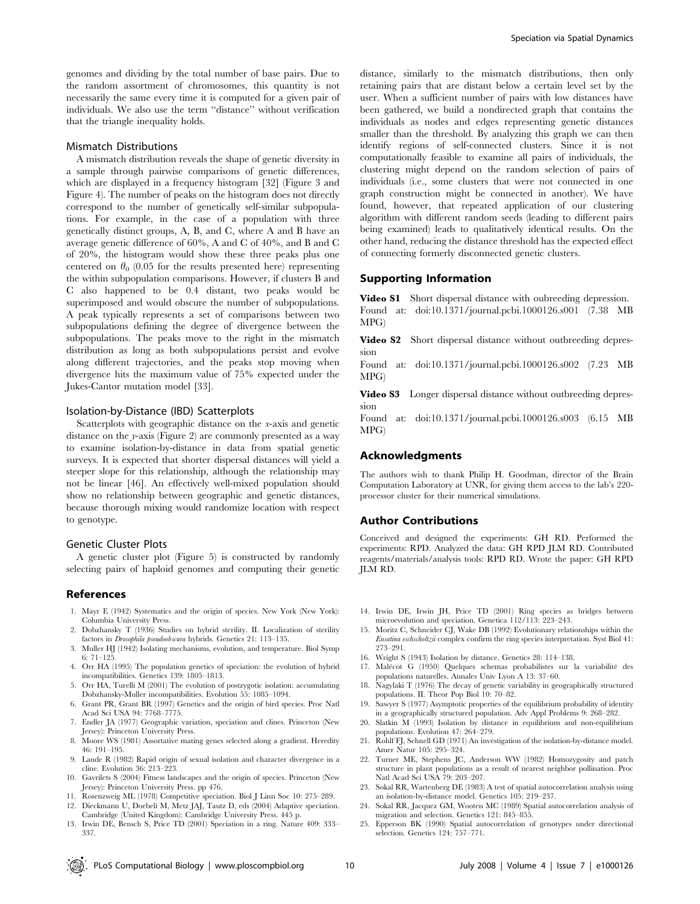genomes and dividing by the total number of base pairs. Due to the random assortment of chromosomes, this quantity is not necessarily the same every time it is computed for a given pair of individuals. We also use the term "distance" without verification that the triangle inequality holds.

### Mismatch Distributions

A mismatch distribution reveals the shape of genetic diversity in a sample through pairwise comparisons of genetic differences, which are displayed in a frequency histogram [32] (Figure 3 and Figure 4). The number of peaks on the histogram does not directly correspond to the number of genetically self-similar subpopulations. For example, in the case of a population with three genetically distinct groups, A, B, and C, where A and B have an average genetic difference of 60%, A and C of 40%, and B and C of 20%, the histogram would show these three peaks plus one centered on $\theta_0$ (0.05 for the results presented here) representing the within subpopulation comparisons. However, if clusters B and C also happened to be 0.4 distant, two peaks would be superimposed and would obscure the number of subpopulations. A peak typically represents a set of comparisons between two subpopulations defining the degree of divergence between the subpopulations. The peaks move to the right in the mismatch distribution as long as both subpopulations persist and evolve along different trajectories, and the peaks stop moving when divergence hits the maximum value of 75% expected under the Jukes-Cantor mutation model [33].

### Isolation-by-Distance (IBD) Scatterplots

Scatterplots with geographic distance on the *x*-axis and genetic distance on the *y*-axis (Figure 2) are commonly presented as a way to examine isolation-by-distance in data from spatial genetic surveys. It is expected that shorter dispersal distances will yield a steeper slope for this relationship, although the relationship may not be linear [46]. An effectively well-mixed population should show no relationship between geographic and genetic distances, because thorough mixing would randomize location with respect to genotype.

### Genetic Cluster Plots

A genetic cluster plot (Figure 5) is constructed by randomly selecting pairs of haploid genomes and computing their genetic distance, similarly to the mismatch distributions, then only retaining pairs that are distant below a certain level set by the user. When a sufficient number of pairs with low distances have been gathered, we build a nondirected graph that contains the individuals as nodes and edges representing genetic distances smaller than the threshold. By analyzing this graph we can then identify regions of self-connected clusters. Since it is not computationally feasible to examine all pairs of individuals, the clustering might depend on the random selection of pairs of individuals (i.e., some clusters that were not connected in one graph construction might be connected in another). We have found, however, that repeated application of our clustering algorithm with different random seeds (leading to different pairs being examined) leads to qualitatively identical results. On the other hand, reducing the distance threshold has the expected effect of connecting formerly disconnected genetic clusters.

## Supporting Information

**Video S1** Short dispersal distance with oubreeding depression.
Found at: doi:10.1371/journal.pcbi.1000126.s001 (7.38 MB MPG)

**Video S2** Short dispersal distance without outbreeding depression
Found at: doi:10.1371/journal.pcbi.1000126.s002 (7.23 MB MPG)

**Video S3** Longer dispersal distance without outbreeding depression
Found at: doi:10.1371/journal.pcbi.1000126.s003 (6.15 MB MPG)

## Acknowledgments

The authors wish to thank Philip H. Goodman, director of the Brain Computation Laboratory at UNR, for giving them access to the lab's 220-processor cluster for their numerical simulations.

## Author Contributions

Conceived and designed the experiments: GH RD. Performed the experiments: RPD. Analyzed the data: GH RPD JLM RD. Contributed reagents/materials/analysis tools: RPD RD. Wrote the paper: GH RPD JLM RD.

## References

1. Mayr E (1942) Systematics and the origin of species. New York (New York): Columbia University Press.
2. Dobzhansky T (1936) Studies on hybrid sterility. II. Localization of sterility factors in *Drosophila pseudoobscura* hybrids. Genetics 21: 113–135.
3. Muller HJ (1942) Isolating mechanisms, evolution, and temperature. Biol Symp 6: 71–125.
4. Orr HA (1995) The population genetics of speciation: the evolution of hybrid incompatibilities. Genetics 139: 1805–1813.
5. Orr HA, Turelli M (2001) The evolution of postzygotic isolation: accumulating Dobzhansky-Muller incompatibilities. Evolution 55: 1085–1094.
6. Grant PR, Grant BR (1997) Genetics and the origin of bird species. Proc Natl Acad Sci USA 94: 7768–7775.
7. Endler JA (1977) Geographic variation, speciation and clines. Princeton (New Jersey): Princeton University Press.
8. Moore WS (1981) Assortative mating genes selected along a gradient. Heredity 46: 191–195.
9. Lande R (1982) Rapid origin of sexual isolation and character divergence in a cline. Evolution 36: 213–223.
10. Gavrilets S (2004) Fitness landscapes and the origin of species. Princeton (New Jersey): Princeton University Press. pp 476.
11. Rosenzweig ML (1978) Competitive speciation. Biol J Linn Soc 10: 275–289.
12. Dieckmann U, Doebeli M, Metz JAJ, Tautz D, eds (2004) Adaptive speciation. Cambridge (United Kingdom): Cambridge University Press. 445 p.
13. Irwin DE, Bensch S, Price TD (2001) Speciation in a ring. Nature 409: 333–337.
14. Irwin DE, Irwin JH, Price TD (2001) Ring species as bridges between microevolution and speciation. Genetica 112/113: 223–243.
15. Moritz C, Schneider CJ, Wake DB (1992) Evolutionary relationships within the *Ensatina eschscholtzii* complex confirm the ring species interpretation. Syst Biol 41: 273–291.
16. Wright S (1943) Isolation by distance. Genetics 28: 114–138.
17. Malécot G (1950) Quelques schemas probabilistes sur la variabilité des populations naturelles. Annales Univ Lyon A 13: 37–60.
18. Nagylaki T (1976) The decay of genetic variability in geographically structured populations. II. Theor Pop Biol 10: 70–82.
19. Sawyer S (1977) Asymptotic properties of the equilibrium probability of identity in a geographically structured population. Adv Appl Problems 9: 268–282.
20. Slatkin M (1993) Isolation by distance in equilibrium and non-equilibrium populations. Evolution 47: 264–279.
21. Rohlf FJ, Schnell GD (1971) An investigation of the isolation-by-distance model. Amer Natur 105: 295–324.
22. Turner ME, Stephens JC, Anderson WW (1982) Homozygosity and patch structure in plant populations as a result of nearest neighbor pollination. Proc Natl Acad Sci USA 79: 203–207.
23. Sokal RR, Wartenberg DE (1983) A test of spatial autocorrelation analysis using an isolation-by-distance model. Genetics 105: 219–237.
24. Sokal RR, Jacquez GM, Wooten MC (1989) Spatial autocorrelation analysis of migration and selection. Genetics 121: 845–855.
25. Epperson BK (1990) Spatial autocorrelation of genotypes under directional selection. Genetics 124: 757–771.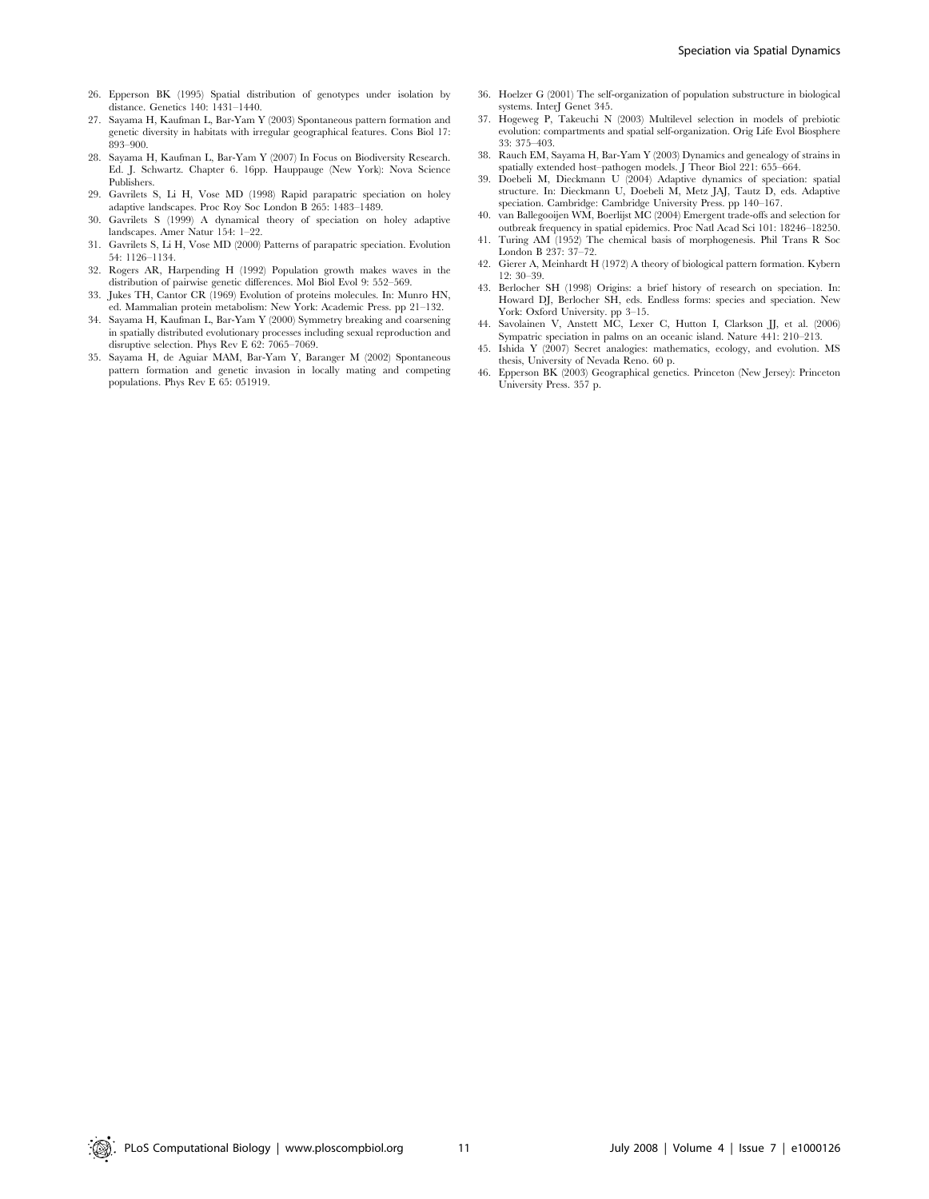26. Epperson BK (1995) Spatial distribution of genotypes under isolation by distance. Genetics 140: 1431–1440.
27. Sayama H, Kaufman L, Bar-Yam Y (2003) Spontaneous pattern formation and genetic diversity in habitats with irregular geographical features. Cons Biol 17: 893–900.
28. Sayama H, Kaufman L, Bar-Yam Y (2007) In Focus on Biodiversity Research. Ed. J. Schwartz. Chapter 6. 16pp. Hauppauge (New York): Nova Science Publishers.
29. Gavrilets S, Li H, Vose MD (1998) Rapid parapatric speciation on holey adaptive landscapes. Proc Roy Soc London B 265: 1483–1489.
30. Gavrilets S (1999) A dynamical theory of speciation on holey adaptive landscapes. Amer Natur 154: 1–22.
31. Gavrilets S, Li H, Vose MD (2000) Patterns of parapatric speciation. Evolution 54: 1126–1134.
32. Rogers AR, Harpending H (1992) Population growth makes waves in the distribution of pairwise genetic differences. Mol Biol Evol 9: 552–569.
33. Jukes TH, Cantor CR (1969) Evolution of proteins molecules. In: Munro HN, ed. Mammalian protein metabolism: New York: Academic Press. pp 21–132.
34. Sayama H, Kaufman L, Bar-Yam Y (2000) Symmetry breaking and coarsening in spatially distributed evolutionary processes including sexual reproduction and disruptive selection. Phys Rev E 62: 7065–7069.
35. Sayama H, de Aguiar MAM, Bar-Yam Y, Baranger M (2002) Spontaneous pattern formation and genetic invasion in locally mating and competing populations. Phys Rev E 65: 051919.
36. Hoelzer G (2001) The self-organization of population substructure in biological systems. InterJ Genet 345.
37. Hogeweg P, Takeuchi N (2003) Multilevel selection in models of prebiotic evolution: compartments and spatial self-organization. Orig Life Evol Biosphere 33: 375–403.
38. Rauch EM, Sayama H, Bar-Yam Y (2003) Dynamics and genealogy of strains in spatially extended host–pathogen models. J Theor Biol 221: 655–664.
39. Doebeli M, Dieckmann U (2004) Adaptive dynamics of speciation: spatial structure. In: Dieckmann U, Doebeli M, Metz JAJ, Tautz D, eds. Adaptive speciation. Cambridge: Cambridge University Press. pp 140–167.
40. van Ballegooijen WM, Boerlijst MC (2004) Emergent trade-offs and selection for outbreak frequency in spatial epidemics. Proc Natl Acad Sci 101: 18246–18250.
41. Turing AM (1952) The chemical basis of morphogenesis. Phil Trans R Soc London B 237: 37–72.
42. Gierer A, Meinhardt H (1972) A theory of biological pattern formation. Kybern 12: 30–39.
43. Berlocher SH (1998) Origins: a brief history of research on speciation. In: Howard DJ, Berlocher SH, eds. Endless forms: species and speciation. New York: Oxford University. pp 3–15.
44. Savolainen V, Anstett MC, Lexer C, Hutton I, Clarkson JJ, et al. (2006) Sympatric speciation in palms on an oceanic island. Nature 441: 210–213.
45. Ishida Y (2007) Secret analogies: mathematics, ecology, and evolution. MS thesis, University of Nevada Reno. 60 p.
46. Epperson BK (2003) Geographical genetics. Princeton (New Jersey): Princeton University Press. 357 p.